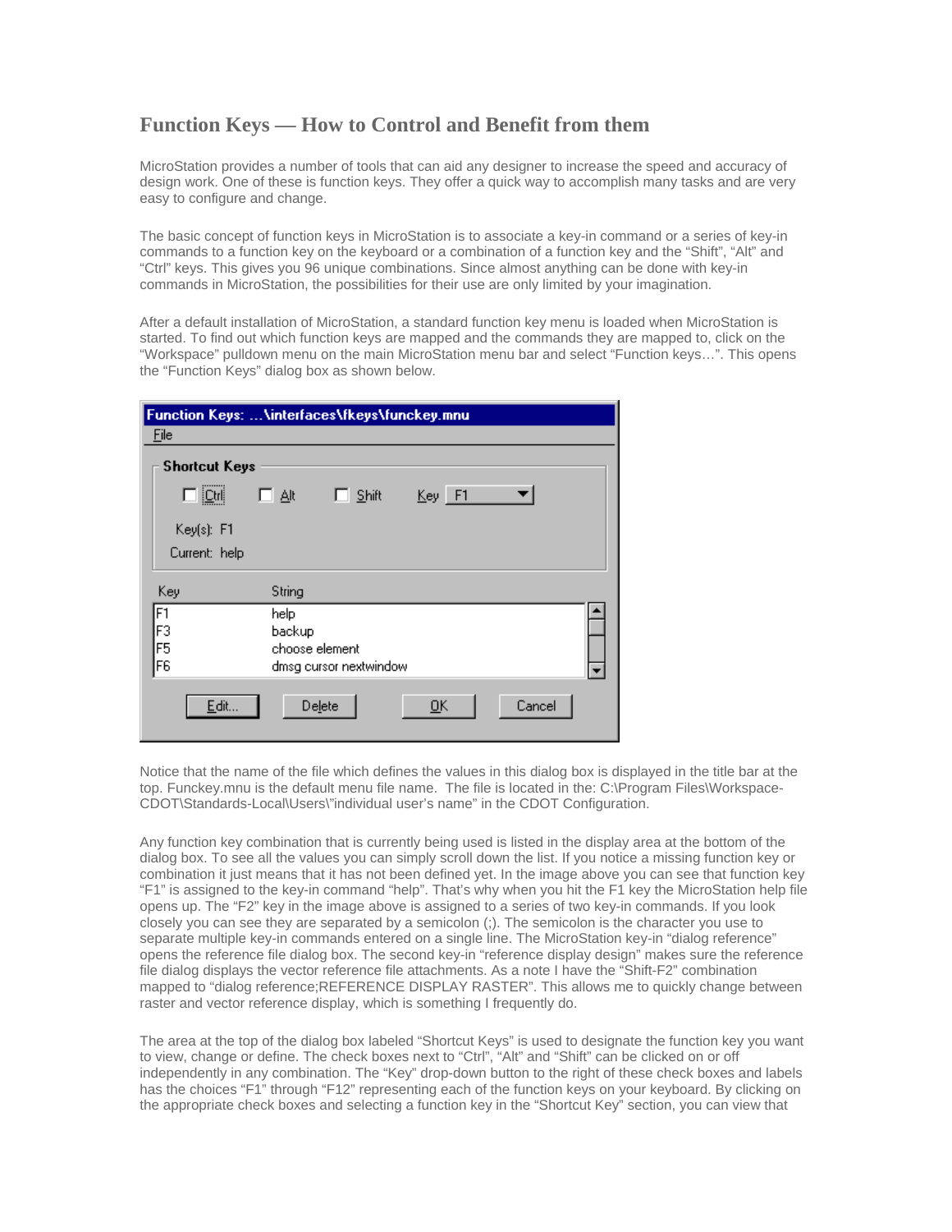# Function Keys — How to Control and Benefit from them

MicroStation provides a number of tools that can aid any designer to increase the speed and accuracy of design work. One of these is function keys. They offer a quick way to accomplish many tasks and are very easy to configure and change.

The basic concept of function keys in MicroStation is to associate a key-in command or a series of key-in commands to a function key on the keyboard or a combination of a function key and the "Shift", "Alt" and "Ctrl" keys. This gives you 96 unique combinations. Since almost anything can be done with key-in commands in MicroStation, the possibilities for their use are only limited by your imagination.

After a default installation of MicroStation, a standard function key menu is loaded when MicroStation is started. To find out which function keys are mapped and the commands they are mapped to, click on the "Workspace" pulldown menu on the main MicroStation menu bar and select "Function keys…". This opens the "Function Keys" dialog box as shown below.

Function Keys: ...\interfaces\fkeys\funckey.mnu

File

Shortcut Keys

Ctrl | Alt | Shift | Key F1

Key(s): F1

Current: help

| Key | String |
|---|---|
| F1 | help |
| F3 | backup |
| F5 | choose element |
| F6 | dmsg cursor nextwindow |

Edit... | Delete | OK | Cancel

Notice that the name of the file which defines the values in this dialog box is displayed in the title bar at the top. Funckey.mnu is the default menu file name. The file is located in the: C:\Program Files\Workspace-CDOT\Standards-Local\Users\"individual user's name" in the CDOT Configuration.

Any function key combination that is currently being used is listed in the display area at the bottom of the dialog box. To see all the values you can simply scroll down the list. If you notice a missing function key or combination it just means that it has not been defined yet. In the image above you can see that function key "F1" is assigned to the key-in command "help". That's why when you hit the F1 key the MicroStation help file opens up. The "F2" key in the image above is assigned to a series of two key-in commands. If you look closely you can see they are separated by a semicolon (;). The semicolon is the character you use to separate multiple key-in commands entered on a single line. The MicroStation key-in "dialog reference" opens the reference file dialog box. The second key-in "reference display design" makes sure the reference file dialog displays the vector reference file attachments. As a note I have the "Shift-F2" combination mapped to "dialog reference;REFERENCE DISPLAY RASTER". This allows me to quickly change between raster and vector reference display, which is something I frequently do.

The area at the top of the dialog box labeled "Shortcut Keys" is used to designate the function key you want to view, change or define. The check boxes next to "Ctrl", "Alt" and "Shift" can be clicked on or off independently in any combination. The "Key" drop-down button to the right of these check boxes and labels has the choices "F1" through "F12" representing each of the function keys on your keyboard. By clicking on the appropriate check boxes and selecting a function key in the "Shortcut Key" section, you can view that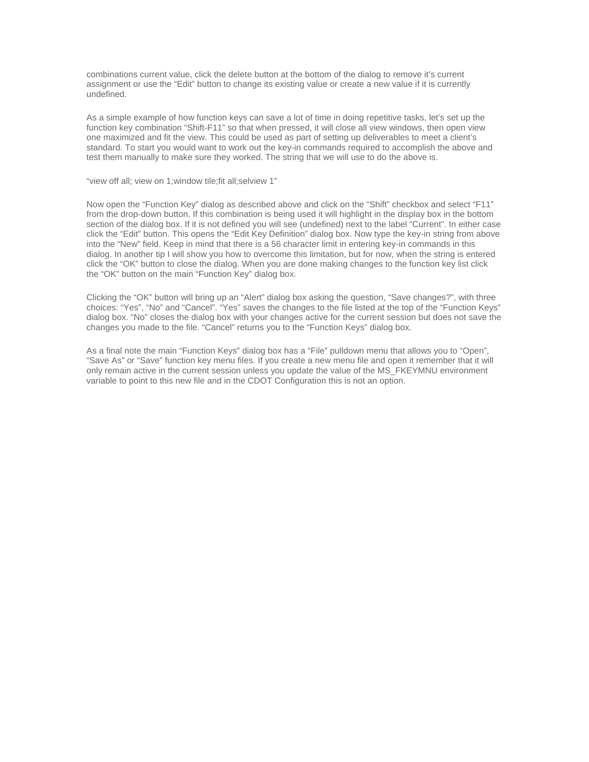combinations current value, click the delete button at the bottom of the dialog to remove it's current assignment or use the "Edit" button to change its existing value or create a new value if it is currently undefined.

As a simple example of how function keys can save a lot of time in doing repetitive tasks, let's set up the function key combination "Shift-F11" so that when pressed, it will close all view windows, then open view one maximized and fit the view. This could be used as part of setting up deliverables to meet a client's standard. To start you would want to work out the key-in commands required to accomplish the above and test them manually to make sure they worked. The string that we will use to do the above is.

"view off all; view on 1;window tile;fit all;selview 1"

Now open the "Function Key" dialog as described above and click on the "Shift" checkbox and select "F11" from the drop-down button. If this combination is being used it will highlight in the display box in the bottom section of the dialog box. If it is not defined you will see (undefined) next to the label "Current". In either case click the "Edit" button. This opens the "Edit Key Definition" dialog box. Now type the key-in string from above into the "New" field. Keep in mind that there is a 56 character limit in entering key-in commands in this dialog. In another tip I will show you how to overcome this limitation, but for now, when the string is entered click the "OK" button to close the dialog. When you are done making changes to the function key list click the "OK" button on the main "Function Key" dialog box.

Clicking the "OK" button will bring up an "Alert" dialog box asking the question, "Save changes?", with three choices: "Yes", "No" and "Cancel". "Yes" saves the changes to the file listed at the top of the "Function Keys" dialog box. "No" closes the dialog box with your changes active for the current session but does not save the changes you made to the file. "Cancel" returns you to the "Function Keys" dialog box.

As a final note the main "Function Keys" dialog box has a "File" pulldown menu that allows you to "Open", "Save As" or "Save" function key menu files. If you create a new menu file and open it remember that it will only remain active in the current session unless you update the value of the MS_FKEYMNU environment variable to point to this new file and in the CDOT Configuration this is not an option.